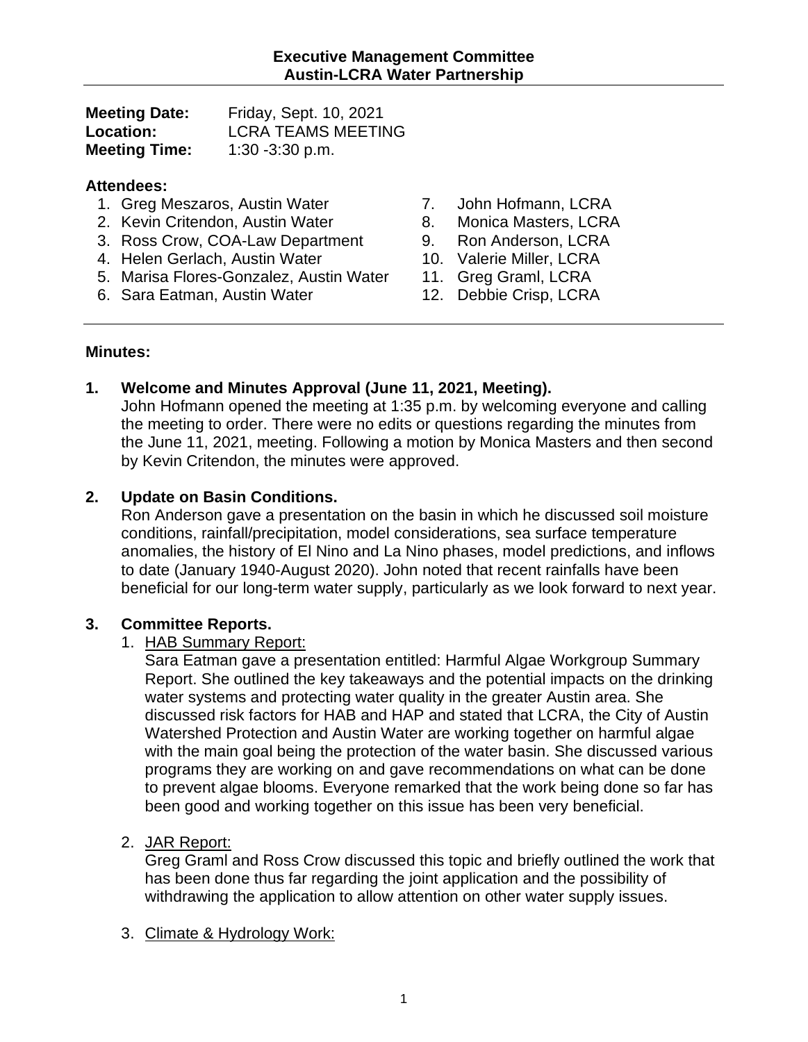**Executive Management Committee**
**Austin-LCRA Water Partnership**

**Meeting Date:** Friday, Sept. 10, 2021
**Location:** LCRA TEAMS MEETING
**Meeting Time:** 1:30 -3:30 p.m.

**Attendees:**

1. Greg Meszaros, Austin Water
2. Kevin Critendon, Austin Water
3. Ross Crow, COA-Law Department
4. Helen Gerlach, Austin Water
5. Marisa Flores-Gonzalez, Austin Water
6. Sara Eatman, Austin Water
7. John Hofmann, LCRA
8. Monica Masters, LCRA
9. Ron Anderson, LCRA
10. Valerie Miller, LCRA
11. Greg Graml, LCRA
12. Debbie Crisp, LCRA

**Minutes:**

**1. Welcome and Minutes Approval (June 11, 2021, Meeting).**
John Hofmann opened the meeting at 1:35 p.m. by welcoming everyone and calling the meeting to order. There were no edits or questions regarding the minutes from the June 11, 2021, meeting. Following a motion by Monica Masters and then second by Kevin Critendon, the minutes were approved.

**2. Update on Basin Conditions.**
Ron Anderson gave a presentation on the basin in which he discussed soil moisture conditions, rainfall/precipitation, model considerations, sea surface temperature anomalies, the history of El Nino and La Nino phases, model predictions, and inflows to date (January 1940-August 2020). John noted that recent rainfalls have been beneficial for our long-term water supply, particularly as we look forward to next year.

**3. Committee Reports.**

1. HAB Summary Report:
   Sara Eatman gave a presentation entitled: Harmful Algae Workgroup Summary Report. She outlined the key takeaways and the potential impacts on the drinking water systems and protecting water quality in the greater Austin area. She discussed risk factors for HAB and HAP and stated that LCRA, the City of Austin Watershed Protection and Austin Water are working together on harmful algae with the main goal being the protection of the water basin. She discussed various programs they are working on and gave recommendations on what can be done to prevent algae blooms. Everyone remarked that the work being done so far has been good and working together on this issue has been very beneficial.

2. JAR Report:
   Greg Graml and Ross Crow discussed this topic and briefly outlined the work that has been done thus far regarding the joint application and the possibility of withdrawing the application to allow attention on other water supply issues.

3. Climate & Hydrology Work: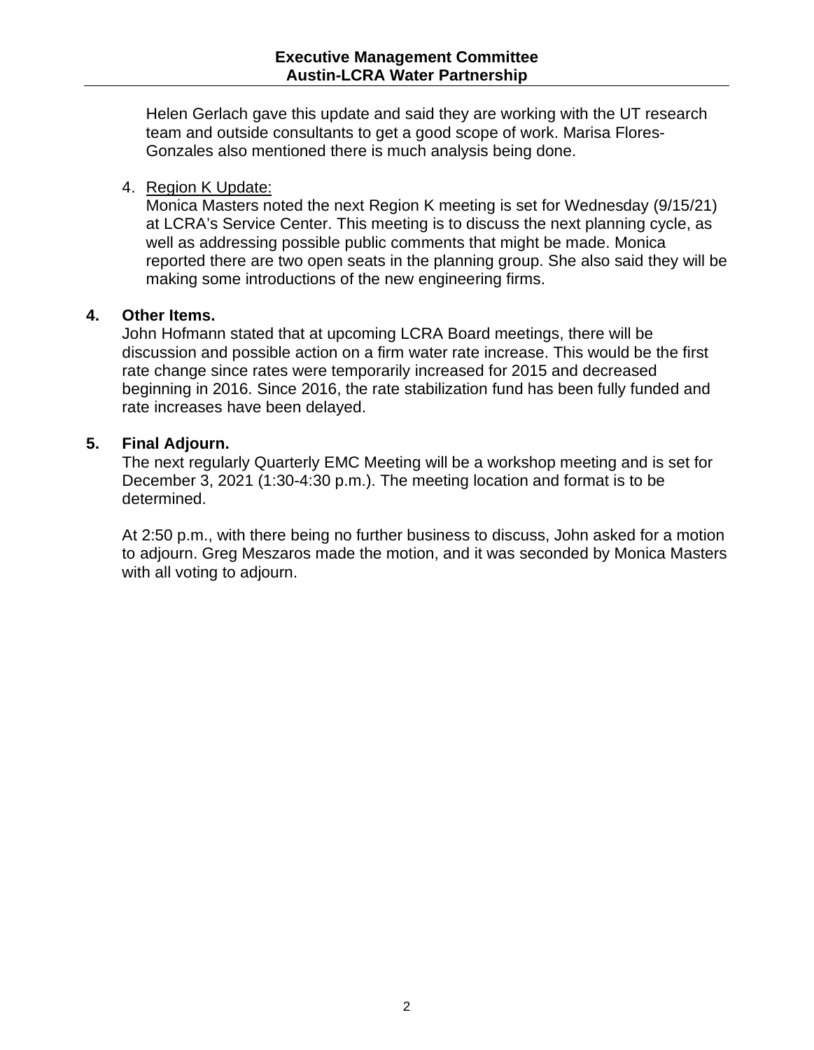Helen Gerlach gave this update and said they are working with the UT research team and outside consultants to get a good scope of work. Marisa Flores-Gonzales also mentioned there is much analysis being done.

4. Region K Update:
   Monica Masters noted the next Region K meeting is set for Wednesday (9/15/21) at LCRA's Service Center. This meeting is to discuss the next planning cycle, as well as addressing possible public comments that might be made. Monica reported there are two open seats in the planning group. She also said they will be making some introductions of the new engineering firms.

**4. Other Items.**

John Hofmann stated that at upcoming LCRA Board meetings, there will be discussion and possible action on a firm water rate increase. This would be the first rate change since rates were temporarily increased for 2015 and decreased beginning in 2016. Since 2016, the rate stabilization fund has been fully funded and rate increases have been delayed.

**5. Final Adjourn.**

The next regularly Quarterly EMC Meeting will be a workshop meeting and is set for December 3, 2021 (1:30-4:30 p.m.). The meeting location and format is to be determined.

At 2:50 p.m., with there being no further business to discuss, John asked for a motion to adjourn. Greg Meszaros made the motion, and it was seconded by Monica Masters with all voting to adjourn.